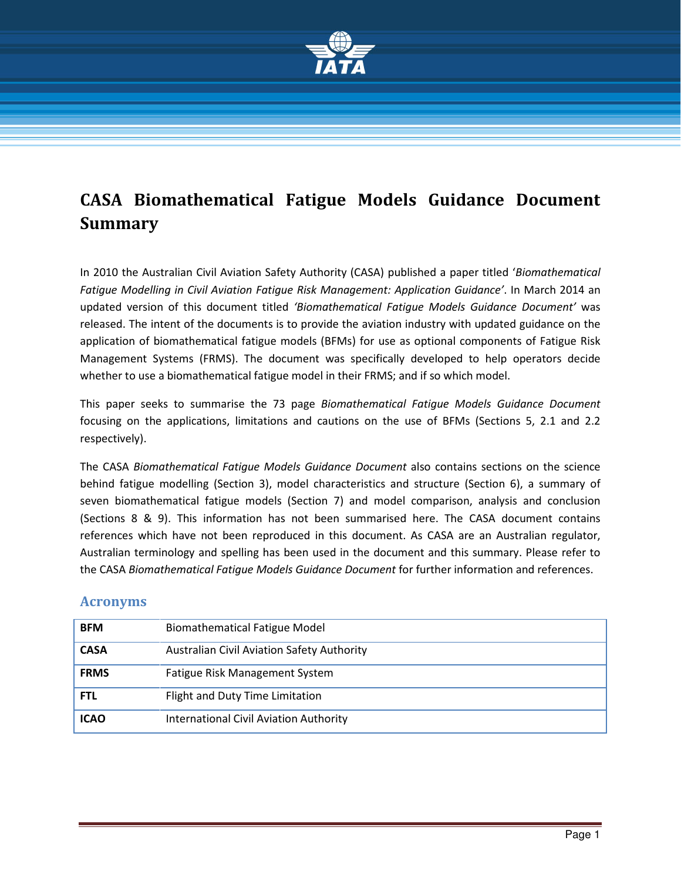# CASA Biomathematical Fatigue Models Guidance Document Summary

In 2010 the Australian Civil Aviation Safety Authority (CASA) published a paper titled '*Biomathematical Fatigue Modelling in Civil Aviation Fatigue Risk Management: Application Guidance'*. In March 2014 an updated version of this document titled *'Biomathematical Fatigue Models Guidance Document'* was released. The intent of the documents is to provide the aviation industry with updated guidance on the application of biomathematical fatigue models (BFMs) for use as optional components of Fatigue Risk Management Systems (FRMS). The document was specifically developed to help operators decide whether to use a biomathematical fatigue model in their FRMS; and if so which model.

This paper seeks to summarise the 73 page *Biomathematical Fatigue Models Guidance Document* focusing on the applications, limitations and cautions on the use of BFMs (Sections 5, 2.1 and 2.2 respectively).

The CASA *Biomathematical Fatigue Models Guidance Document* also contains sections on the science behind fatigue modelling (Section 3), model characteristics and structure (Section 6), a summary of seven biomathematical fatigue models (Section 7) and model comparison, analysis and conclusion (Sections 8 & 9). This information has not been summarised here. The CASA document contains references which have not been reproduced in this document. As CASA are an Australian regulator, Australian terminology and spelling has been used in the document and this summary. Please refer to the CASA *Biomathematical Fatigue Models Guidance Document* for further information and references.

## Acronyms

| | |
|---|---|
| **BFM** | Biomathematical Fatigue Model |
| **CASA** | Australian Civil Aviation Safety Authority |
| **FRMS** | Fatigue Risk Management System |
| **FTL** | Flight and Duty Time Limitation |
| **ICAO** | International Civil Aviation Authority |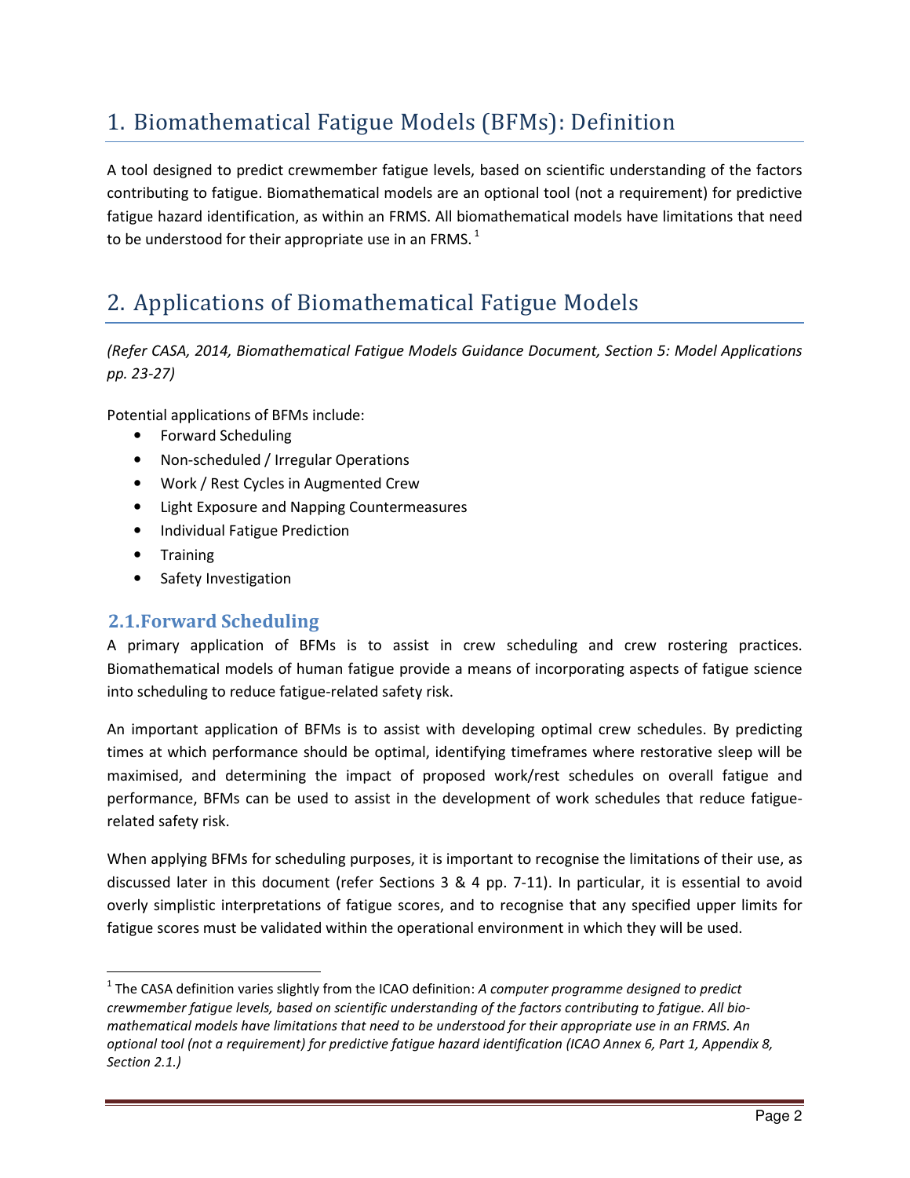# 1. Biomathematical Fatigue Models (BFMs): Definition

A tool designed to predict crewmember fatigue levels, based on scientific understanding of the factors contributing to fatigue. Biomathematical models are an optional tool (not a requirement) for predictive fatigue hazard identification, as within an FRMS. All biomathematical models have limitations that need to be understood for their appropriate use in an FRMS. [1]

# 2. Applications of Biomathematical Fatigue Models

*(Refer CASA, 2014, Biomathematical Fatigue Models Guidance Document, Section 5: Model Applications pp. 23-27)*

Potential applications of BFMs include:

- Forward Scheduling
- Non-scheduled / Irregular Operations
- Work / Rest Cycles in Augmented Crew
- Light Exposure and Napping Countermeasures
- Individual Fatigue Prediction
- Training
- Safety Investigation

## 2.1. Forward Scheduling

A primary application of BFMs is to assist in crew scheduling and crew rostering practices. Biomathematical models of human fatigue provide a means of incorporating aspects of fatigue science into scheduling to reduce fatigue-related safety risk.

An important application of BFMs is to assist with developing optimal crew schedules. By predicting times at which performance should be optimal, identifying timeframes where restorative sleep will be maximised, and determining the impact of proposed work/rest schedules on overall fatigue and performance, BFMs can be used to assist in the development of work schedules that reduce fatigue-related safety risk.

When applying BFMs for scheduling purposes, it is important to recognise the limitations of their use, as discussed later in this document (refer Sections 3 & 4 pp. 7-11). In particular, it is essential to avoid overly simplistic interpretations of fatigue scores, and to recognise that any specified upper limits for fatigue scores must be validated within the operational environment in which they will be used.

---

[1] The CASA definition varies slightly from the ICAO definition: *A computer programme designed to predict crewmember fatigue levels, based on scientific understanding of the factors contributing to fatigue. All bio-mathematical models have limitations that need to be understood for their appropriate use in an FRMS. An optional tool (not a requirement) for predictive fatigue hazard identification (ICAO Annex 6, Part 1, Appendix 8, Section 2.1.)*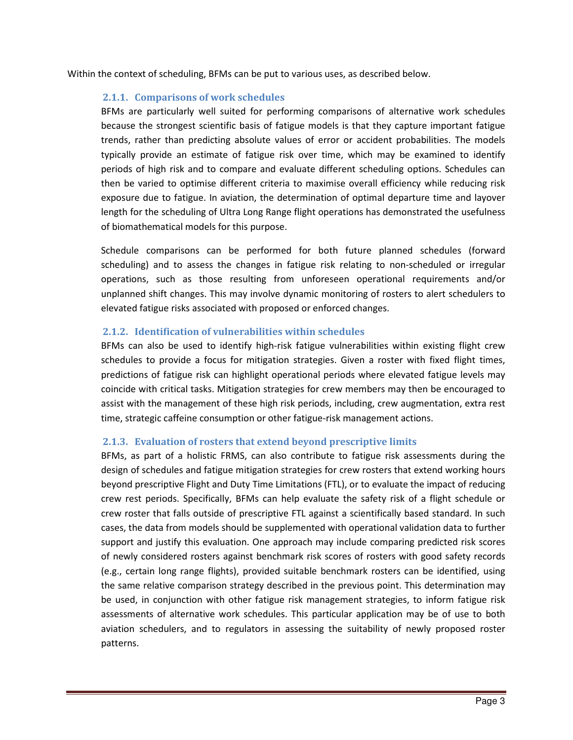Within the context of scheduling, BFMs can be put to various uses, as described below.

### 2.1.1. Comparisons of work schedules

BFMs are particularly well suited for performing comparisons of alternative work schedules because the strongest scientific basis of fatigue models is that they capture important fatigue trends, rather than predicting absolute values of error or accident probabilities. The models typically provide an estimate of fatigue risk over time, which may be examined to identify periods of high risk and to compare and evaluate different scheduling options. Schedules can then be varied to optimise different criteria to maximise overall efficiency while reducing risk exposure due to fatigue. In aviation, the determination of optimal departure time and layover length for the scheduling of Ultra Long Range flight operations has demonstrated the usefulness of biomathematical models for this purpose.

Schedule comparisons can be performed for both future planned schedules (forward scheduling) and to assess the changes in fatigue risk relating to non-scheduled or irregular operations, such as those resulting from unforeseen operational requirements and/or unplanned shift changes. This may involve dynamic monitoring of rosters to alert schedulers to elevated fatigue risks associated with proposed or enforced changes.

### 2.1.2. Identification of vulnerabilities within schedules

BFMs can also be used to identify high-risk fatigue vulnerabilities within existing flight crew schedules to provide a focus for mitigation strategies. Given a roster with fixed flight times, predictions of fatigue risk can highlight operational periods where elevated fatigue levels may coincide with critical tasks. Mitigation strategies for crew members may then be encouraged to assist with the management of these high risk periods, including, crew augmentation, extra rest time, strategic caffeine consumption or other fatigue-risk management actions.

### 2.1.3. Evaluation of rosters that extend beyond prescriptive limits

BFMs, as part of a holistic FRMS, can also contribute to fatigue risk assessments during the design of schedules and fatigue mitigation strategies for crew rosters that extend working hours beyond prescriptive Flight and Duty Time Limitations (FTL), or to evaluate the impact of reducing crew rest periods. Specifically, BFMs can help evaluate the safety risk of a flight schedule or crew roster that falls outside of prescriptive FTL against a scientifically based standard. In such cases, the data from models should be supplemented with operational validation data to further support and justify this evaluation. One approach may include comparing predicted risk scores of newly considered rosters against benchmark risk scores of rosters with good safety records (e.g., certain long range flights), provided suitable benchmark rosters can be identified, using the same relative comparison strategy described in the previous point. This determination may be used, in conjunction with other fatigue risk management strategies, to inform fatigue risk assessments of alternative work schedules. This particular application may be of use to both aviation schedulers, and to regulators in assessing the suitability of newly proposed roster patterns.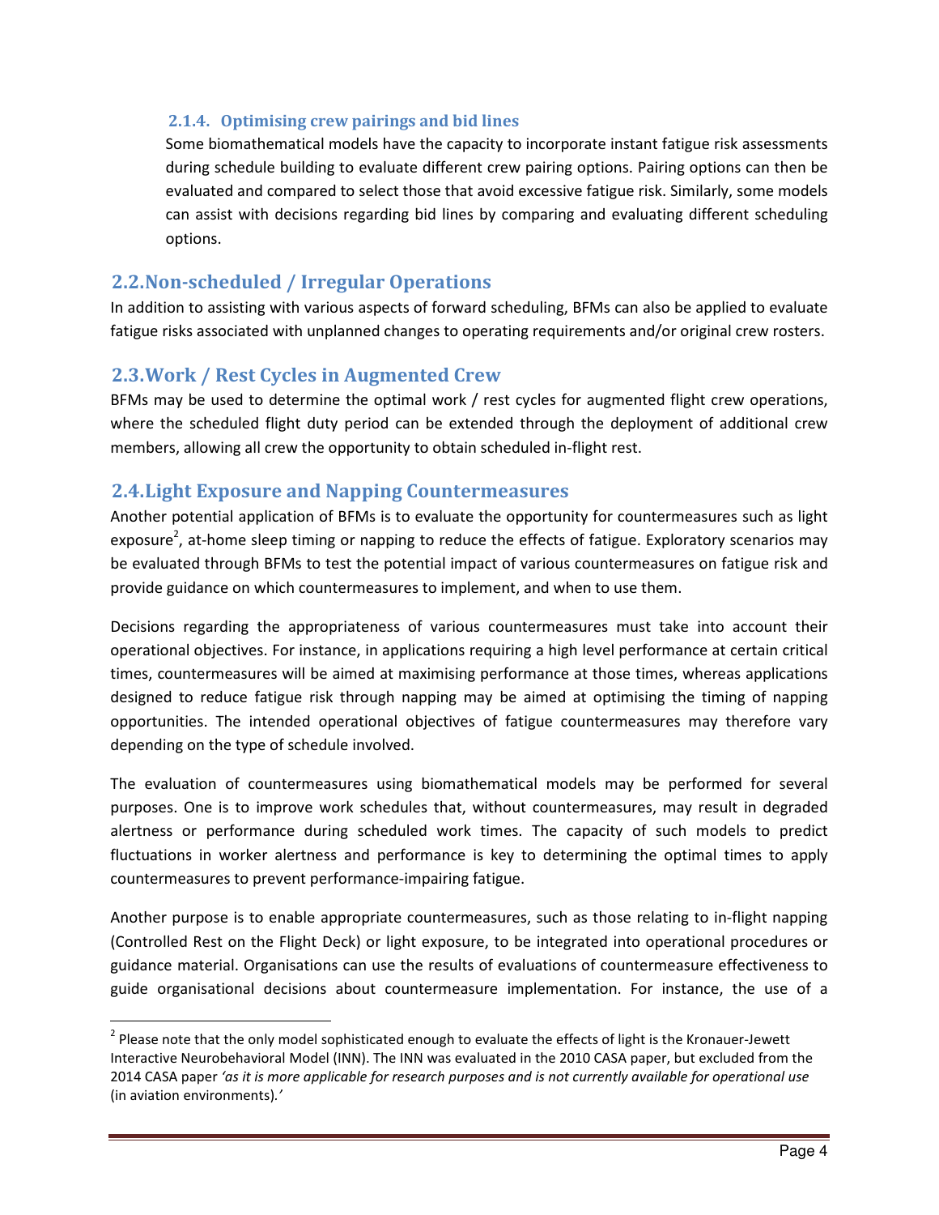### 2.1.4. Optimising crew pairings and bid lines

Some biomathematical models have the capacity to incorporate instant fatigue risk assessments during schedule building to evaluate different crew pairing options. Pairing options can then be evaluated and compared to select those that avoid excessive fatigue risk. Similarly, some models can assist with decisions regarding bid lines by comparing and evaluating different scheduling options.

## 2.2. Non-scheduled / Irregular Operations

In addition to assisting with various aspects of forward scheduling, BFMs can also be applied to evaluate fatigue risks associated with unplanned changes to operating requirements and/or original crew rosters.

## 2.3. Work / Rest Cycles in Augmented Crew

BFMs may be used to determine the optimal work / rest cycles for augmented flight crew operations, where the scheduled flight duty period can be extended through the deployment of additional crew members, allowing all crew the opportunity to obtain scheduled in-flight rest.

## 2.4. Light Exposure and Napping Countermeasures

Another potential application of BFMs is to evaluate the opportunity for countermeasures such as light exposure[2], at-home sleep timing or napping to reduce the effects of fatigue. Exploratory scenarios may be evaluated through BFMs to test the potential impact of various countermeasures on fatigue risk and provide guidance on which countermeasures to implement, and when to use them.

Decisions regarding the appropriateness of various countermeasures must take into account their operational objectives. For instance, in applications requiring a high level performance at certain critical times, countermeasures will be aimed at maximising performance at those times, whereas applications designed to reduce fatigue risk through napping may be aimed at optimising the timing of napping opportunities. The intended operational objectives of fatigue countermeasures may therefore vary depending on the type of schedule involved.

The evaluation of countermeasures using biomathematical models may be performed for several purposes. One is to improve work schedules that, without countermeasures, may result in degraded alertness or performance during scheduled work times. The capacity of such models to predict fluctuations in worker alertness and performance is key to determining the optimal times to apply countermeasures to prevent performance-impairing fatigue.

Another purpose is to enable appropriate countermeasures, such as those relating to in-flight napping (Controlled Rest on the Flight Deck) or light exposure, to be integrated into operational procedures or guidance material. Organisations can use the results of evaluations of countermeasure effectiveness to guide organisational decisions about countermeasure implementation. For instance, the use of a

---

[2] Please note that the only model sophisticated enough to evaluate the effects of light is the Kronauer-Jewett Interactive Neurobehavioral Model (INN). The INN was evaluated in the 2010 CASA paper, but excluded from the 2014 CASA paper *'as it is more applicable for research purposes and is not currently available for operational use* (in aviation environments).*'*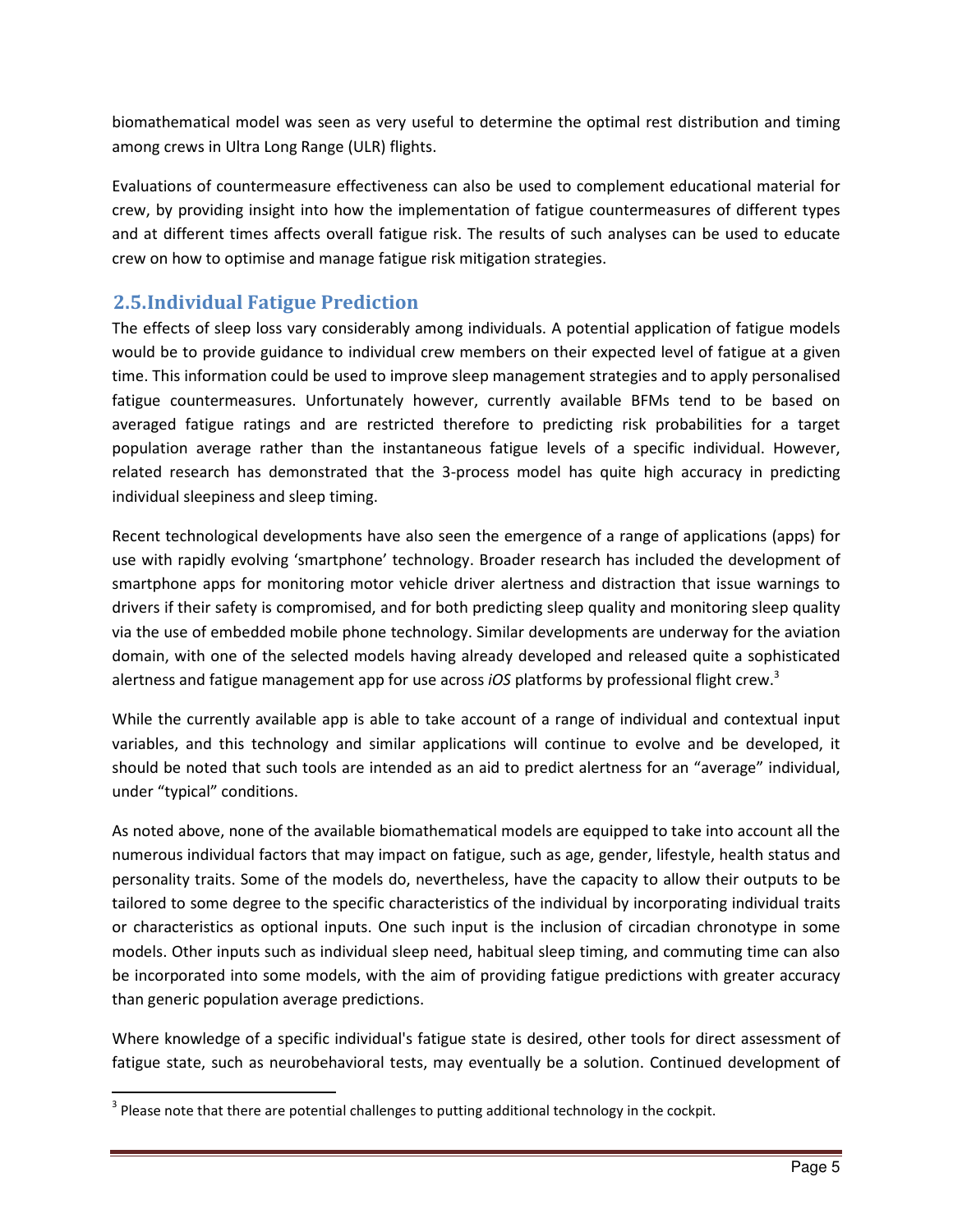biomathematical model was seen as very useful to determine the optimal rest distribution and timing among crews in Ultra Long Range (ULR) flights.

Evaluations of countermeasure effectiveness can also be used to complement educational material for crew, by providing insight into how the implementation of fatigue countermeasures of different types and at different times affects overall fatigue risk. The results of such analyses can be used to educate crew on how to optimise and manage fatigue risk mitigation strategies.

## 2.5. Individual Fatigue Prediction

The effects of sleep loss vary considerably among individuals. A potential application of fatigue models would be to provide guidance to individual crew members on their expected level of fatigue at a given time. This information could be used to improve sleep management strategies and to apply personalised fatigue countermeasures. Unfortunately however, currently available BFMs tend to be based on averaged fatigue ratings and are restricted therefore to predicting risk probabilities for a target population average rather than the instantaneous fatigue levels of a specific individual. However, related research has demonstrated that the 3-process model has quite high accuracy in predicting individual sleepiness and sleep timing.

Recent technological developments have also seen the emergence of a range of applications (apps) for use with rapidly evolving 'smartphone' technology. Broader research has included the development of smartphone apps for monitoring motor vehicle driver alertness and distraction that issue warnings to drivers if their safety is compromised, and for both predicting sleep quality and monitoring sleep quality via the use of embedded mobile phone technology. Similar developments are underway for the aviation domain, with one of the selected models having already developed and released quite a sophisticated alertness and fatigue management app for use across *iOS* platforms by professional flight crew.[3]

While the currently available app is able to take account of a range of individual and contextual input variables, and this technology and similar applications will continue to evolve and be developed, it should be noted that such tools are intended as an aid to predict alertness for an "average" individual, under "typical" conditions.

As noted above, none of the available biomathematical models are equipped to take into account all the numerous individual factors that may impact on fatigue, such as age, gender, lifestyle, health status and personality traits. Some of the models do, nevertheless, have the capacity to allow their outputs to be tailored to some degree to the specific characteristics of the individual by incorporating individual traits or characteristics as optional inputs. One such input is the inclusion of circadian chronotype in some models. Other inputs such as individual sleep need, habitual sleep timing, and commuting time can also be incorporated into some models, with the aim of providing fatigue predictions with greater accuracy than generic population average predictions.

Where knowledge of a specific individual's fatigue state is desired, other tools for direct assessment of fatigue state, such as neurobehavioral tests, may eventually be a solution. Continued development of

---

[3] Please note that there are potential challenges to putting additional technology in the cockpit.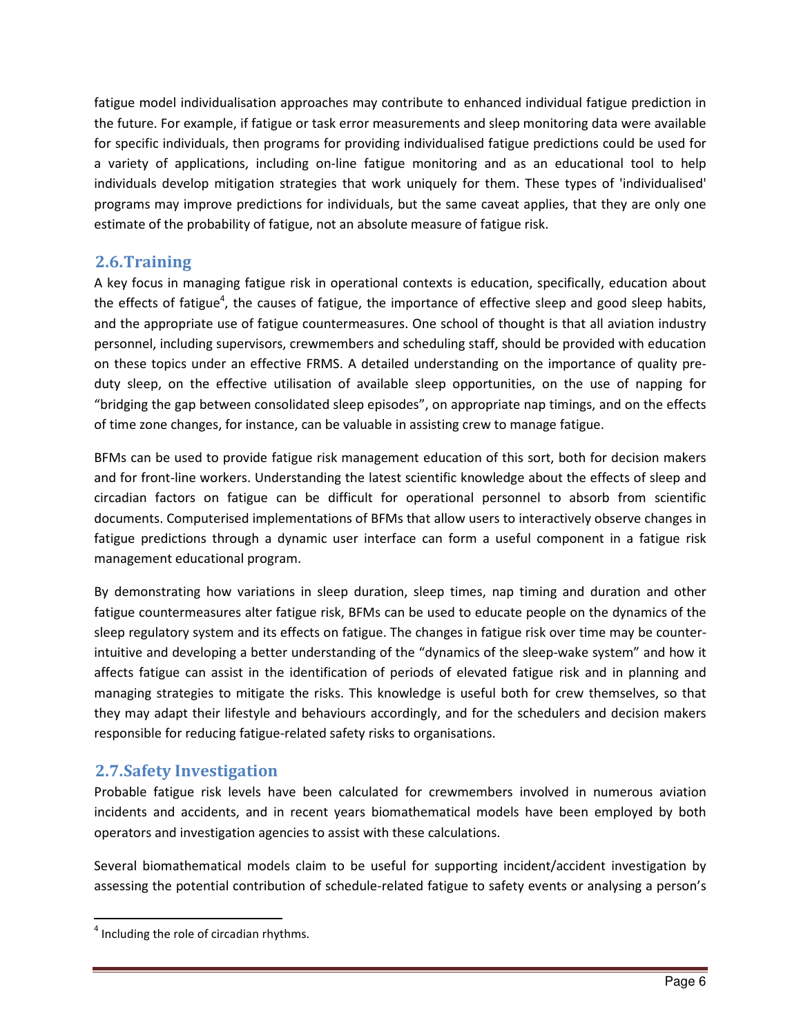fatigue model individualisation approaches may contribute to enhanced individual fatigue prediction in the future. For example, if fatigue or task error measurements and sleep monitoring data were available for specific individuals, then programs for providing individualised fatigue predictions could be used for a variety of applications, including on-line fatigue monitoring and as an educational tool to help individuals develop mitigation strategies that work uniquely for them. These types of 'individualised' programs may improve predictions for individuals, but the same caveat applies, that they are only one estimate of the probability of fatigue, not an absolute measure of fatigue risk.

## 2.6. Training

A key focus in managing fatigue risk in operational contexts is education, specifically, education about the effects of fatigue[4], the causes of fatigue, the importance of effective sleep and good sleep habits, and the appropriate use of fatigue countermeasures. One school of thought is that all aviation industry personnel, including supervisors, crewmembers and scheduling staff, should be provided with education on these topics under an effective FRMS. A detailed understanding on the importance of quality pre-duty sleep, on the effective utilisation of available sleep opportunities, on the use of napping for "bridging the gap between consolidated sleep episodes", on appropriate nap timings, and on the effects of time zone changes, for instance, can be valuable in assisting crew to manage fatigue.

BFMs can be used to provide fatigue risk management education of this sort, both for decision makers and for front-line workers. Understanding the latest scientific knowledge about the effects of sleep and circadian factors on fatigue can be difficult for operational personnel to absorb from scientific documents. Computerised implementations of BFMs that allow users to interactively observe changes in fatigue predictions through a dynamic user interface can form a useful component in a fatigue risk management educational program.

By demonstrating how variations in sleep duration, sleep times, nap timing and duration and other fatigue countermeasures alter fatigue risk, BFMs can be used to educate people on the dynamics of the sleep regulatory system and its effects on fatigue. The changes in fatigue risk over time may be counter-intuitive and developing a better understanding of the "dynamics of the sleep-wake system" and how it affects fatigue can assist in the identification of periods of elevated fatigue risk and in planning and managing strategies to mitigate the risks. This knowledge is useful both for crew themselves, so that they may adapt their lifestyle and behaviours accordingly, and for the schedulers and decision makers responsible for reducing fatigue-related safety risks to organisations.

## 2.7. Safety Investigation

Probable fatigue risk levels have been calculated for crewmembers involved in numerous aviation incidents and accidents, and in recent years biomathematical models have been employed by both operators and investigation agencies to assist with these calculations.

Several biomathematical models claim to be useful for supporting incident/accident investigation by assessing the potential contribution of schedule-related fatigue to safety events or analysing a person's

[4] Including the role of circadian rhythms.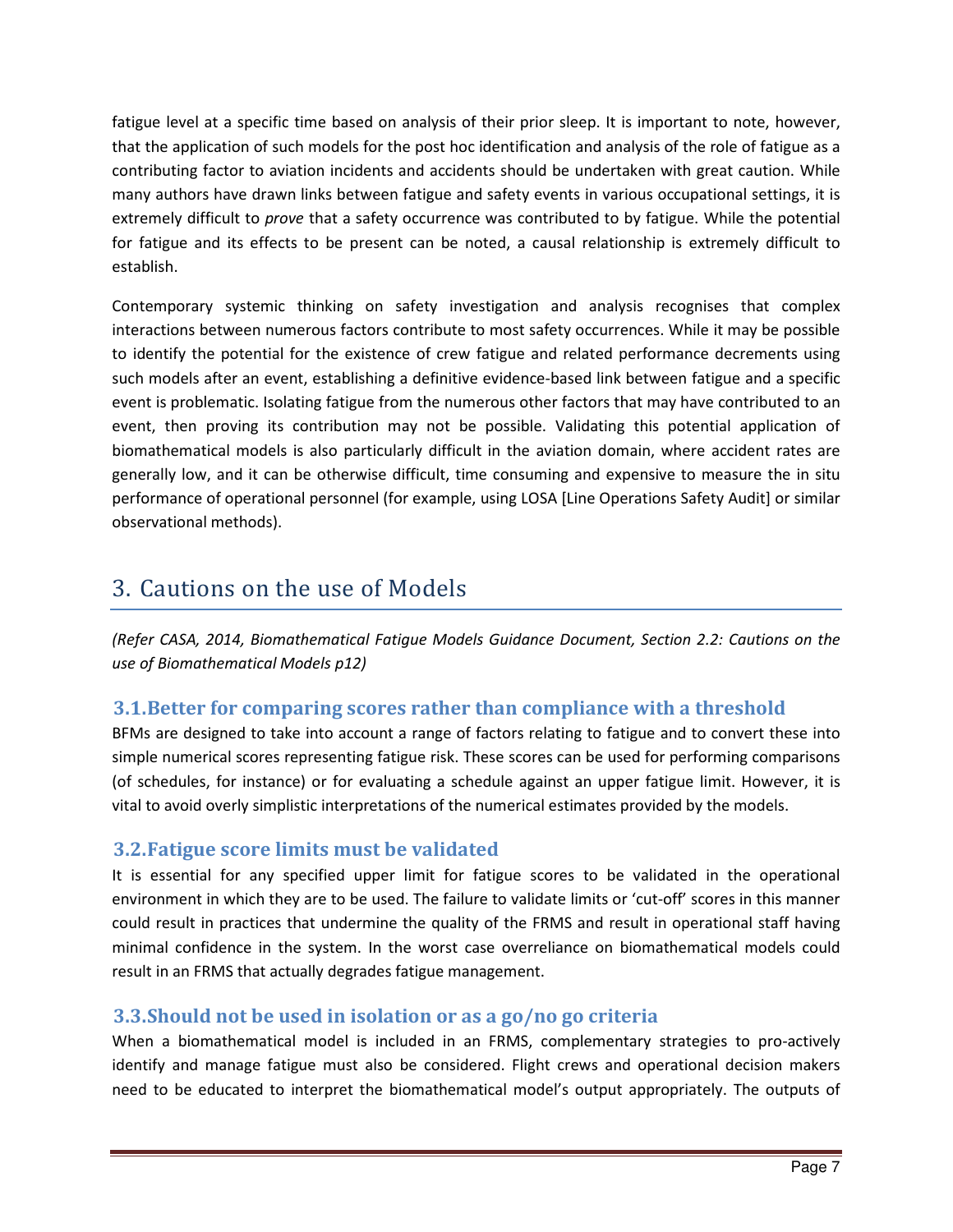fatigue level at a specific time based on analysis of their prior sleep. It is important to note, however, that the application of such models for the post hoc identification and analysis of the role of fatigue as a contributing factor to aviation incidents and accidents should be undertaken with great caution. While many authors have drawn links between fatigue and safety events in various occupational settings, it is extremely difficult to *prove* that a safety occurrence was contributed to by fatigue. While the potential for fatigue and its effects to be present can be noted, a causal relationship is extremely difficult to establish.

Contemporary systemic thinking on safety investigation and analysis recognises that complex interactions between numerous factors contribute to most safety occurrences. While it may be possible to identify the potential for the existence of crew fatigue and related performance decrements using such models after an event, establishing a definitive evidence-based link between fatigue and a specific event is problematic. Isolating fatigue from the numerous other factors that may have contributed to an event, then proving its contribution may not be possible. Validating this potential application of biomathematical models is also particularly difficult in the aviation domain, where accident rates are generally low, and it can be otherwise difficult, time consuming and expensive to measure the in situ performance of operational personnel (for example, using LOSA [Line Operations Safety Audit] or similar observational methods).

# 3. Cautions on the use of Models

*(Refer CASA, 2014, Biomathematical Fatigue Models Guidance Document, Section 2.2: Cautions on the use of Biomathematical Models p12)*

## 3.1. Better for comparing scores rather than compliance with a threshold

BFMs are designed to take into account a range of factors relating to fatigue and to convert these into simple numerical scores representing fatigue risk. These scores can be used for performing comparisons (of schedules, for instance) or for evaluating a schedule against an upper fatigue limit. However, it is vital to avoid overly simplistic interpretations of the numerical estimates provided by the models.

## 3.2. Fatigue score limits must be validated

It is essential for any specified upper limit for fatigue scores to be validated in the operational environment in which they are to be used. The failure to validate limits or 'cut-off' scores in this manner could result in practices that undermine the quality of the FRMS and result in operational staff having minimal confidence in the system. In the worst case overreliance on biomathematical models could result in an FRMS that actually degrades fatigue management.

## 3.3. Should not be used in isolation or as a go/no go criteria

When a biomathematical model is included in an FRMS, complementary strategies to pro-actively identify and manage fatigue must also be considered. Flight crews and operational decision makers need to be educated to interpret the biomathematical model's output appropriately. The outputs of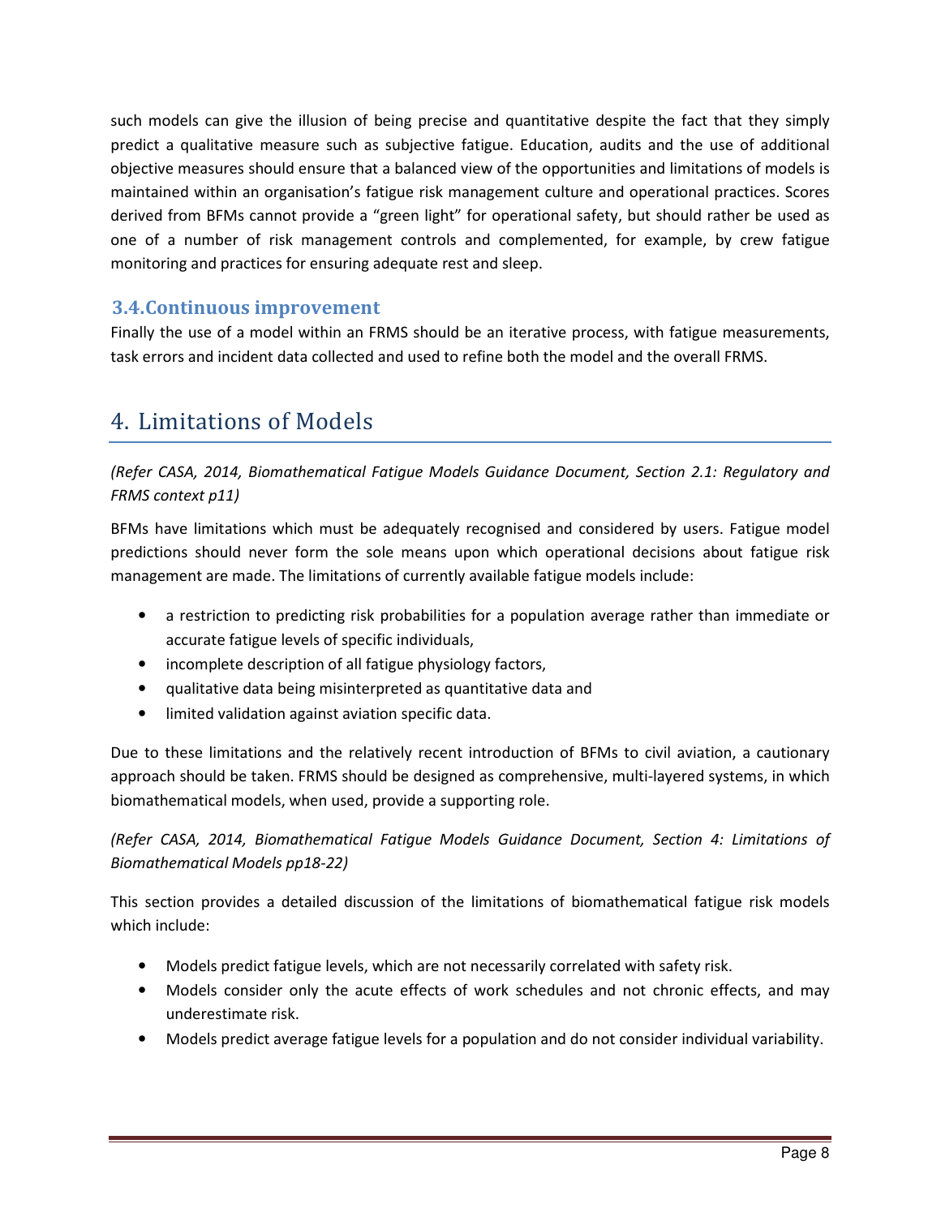such models can give the illusion of being precise and quantitative despite the fact that they simply predict a qualitative measure such as subjective fatigue. Education, audits and the use of additional objective measures should ensure that a balanced view of the opportunities and limitations of models is maintained within an organisation's fatigue risk management culture and operational practices. Scores derived from BFMs cannot provide a "green light" for operational safety, but should rather be used as one of a number of risk management controls and complemented, for example, by crew fatigue monitoring and practices for ensuring adequate rest and sleep.

### 3.4. Continuous improvement

Finally the use of a model within an FRMS should be an iterative process, with fatigue measurements, task errors and incident data collected and used to refine both the model and the overall FRMS.

## 4. Limitations of Models

*(Refer CASA, 2014, Biomathematical Fatigue Models Guidance Document, Section 2.1: Regulatory and FRMS context p11)*

BFMs have limitations which must be adequately recognised and considered by users. Fatigue model predictions should never form the sole means upon which operational decisions about fatigue risk management are made. The limitations of currently available fatigue models include:

- a restriction to predicting risk probabilities for a population average rather than immediate or accurate fatigue levels of specific individuals,
- incomplete description of all fatigue physiology factors,
- qualitative data being misinterpreted as quantitative data and
- limited validation against aviation specific data.

Due to these limitations and the relatively recent introduction of BFMs to civil aviation, a cautionary approach should be taken. FRMS should be designed as comprehensive, multi-layered systems, in which biomathematical models, when used, provide a supporting role.

*(Refer CASA, 2014, Biomathematical Fatigue Models Guidance Document, Section 4: Limitations of Biomathematical Models pp18-22)*

This section provides a detailed discussion of the limitations of biomathematical fatigue risk models which include:

- Models predict fatigue levels, which are not necessarily correlated with safety risk.
- Models consider only the acute effects of work schedules and not chronic effects, and may underestimate risk.
- Models predict average fatigue levels for a population and do not consider individual variability.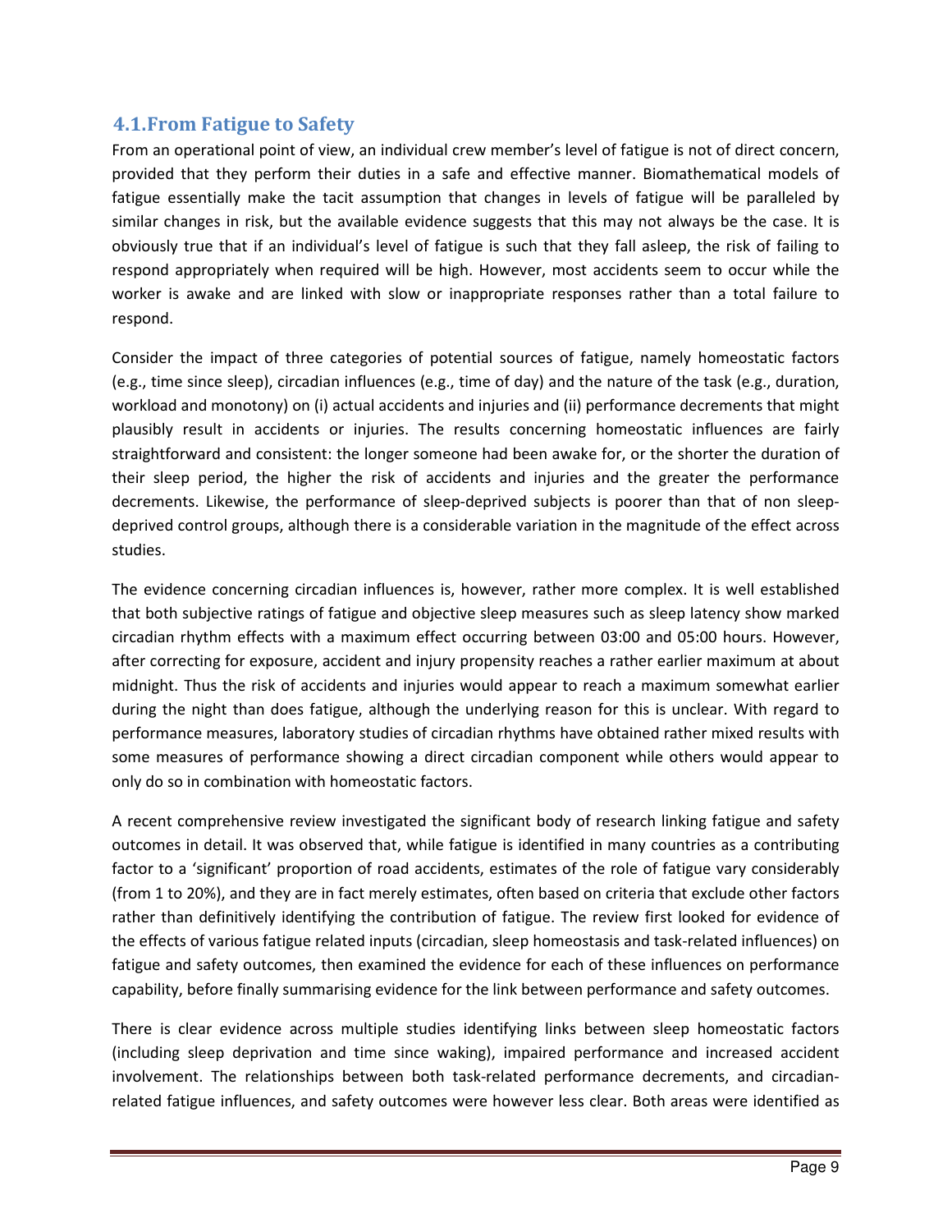## 4.1. From Fatigue to Safety

From an operational point of view, an individual crew member's level of fatigue is not of direct concern, provided that they perform their duties in a safe and effective manner. Biomathematical models of fatigue essentially make the tacit assumption that changes in levels of fatigue will be paralleled by similar changes in risk, but the available evidence suggests that this may not always be the case. It is obviously true that if an individual's level of fatigue is such that they fall asleep, the risk of failing to respond appropriately when required will be high. However, most accidents seem to occur while the worker is awake and are linked with slow or inappropriate responses rather than a total failure to respond.

Consider the impact of three categories of potential sources of fatigue, namely homeostatic factors (e.g., time since sleep), circadian influences (e.g., time of day) and the nature of the task (e.g., duration, workload and monotony) on (i) actual accidents and injuries and (ii) performance decrements that might plausibly result in accidents or injuries. The results concerning homeostatic influences are fairly straightforward and consistent: the longer someone had been awake for, or the shorter the duration of their sleep period, the higher the risk of accidents and injuries and the greater the performance decrements. Likewise, the performance of sleep-deprived subjects is poorer than that of non sleep-deprived control groups, although there is a considerable variation in the magnitude of the effect across studies.

The evidence concerning circadian influences is, however, rather more complex. It is well established that both subjective ratings of fatigue and objective sleep measures such as sleep latency show marked circadian rhythm effects with a maximum effect occurring between 03:00 and 05:00 hours. However, after correcting for exposure, accident and injury propensity reaches a rather earlier maximum at about midnight. Thus the risk of accidents and injuries would appear to reach a maximum somewhat earlier during the night than does fatigue, although the underlying reason for this is unclear. With regard to performance measures, laboratory studies of circadian rhythms have obtained rather mixed results with some measures of performance showing a direct circadian component while others would appear to only do so in combination with homeostatic factors.

A recent comprehensive review investigated the significant body of research linking fatigue and safety outcomes in detail. It was observed that, while fatigue is identified in many countries as a contributing factor to a 'significant' proportion of road accidents, estimates of the role of fatigue vary considerably (from 1 to 20%), and they are in fact merely estimates, often based on criteria that exclude other factors rather than definitively identifying the contribution of fatigue. The review first looked for evidence of the effects of various fatigue related inputs (circadian, sleep homeostasis and task-related influences) on fatigue and safety outcomes, then examined the evidence for each of these influences on performance capability, before finally summarising evidence for the link between performance and safety outcomes.

There is clear evidence across multiple studies identifying links between sleep homeostatic factors (including sleep deprivation and time since waking), impaired performance and increased accident involvement. The relationships between both task-related performance decrements, and circadian-related fatigue influences, and safety outcomes were however less clear. Both areas were identified as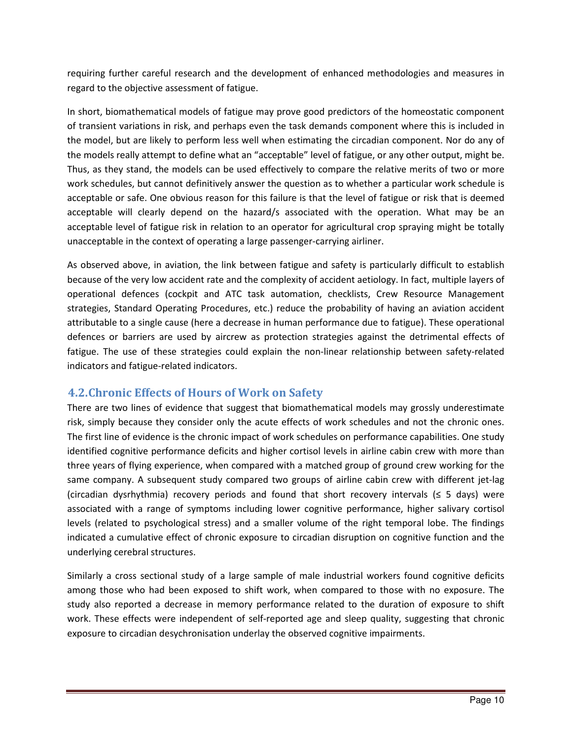requiring further careful research and the development of enhanced methodologies and measures in regard to the objective assessment of fatigue.

In short, biomathematical models of fatigue may prove good predictors of the homeostatic component of transient variations in risk, and perhaps even the task demands component where this is included in the model, but are likely to perform less well when estimating the circadian component. Nor do any of the models really attempt to define what an "acceptable" level of fatigue, or any other output, might be. Thus, as they stand, the models can be used effectively to compare the relative merits of two or more work schedules, but cannot definitively answer the question as to whether a particular work schedule is acceptable or safe. One obvious reason for this failure is that the level of fatigue or risk that is deemed acceptable will clearly depend on the hazard/s associated with the operation. What may be an acceptable level of fatigue risk in relation to an operator for agricultural crop spraying might be totally unacceptable in the context of operating a large passenger-carrying airliner.

As observed above, in aviation, the link between fatigue and safety is particularly difficult to establish because of the very low accident rate and the complexity of accident aetiology. In fact, multiple layers of operational defences (cockpit and ATC task automation, checklists, Crew Resource Management strategies, Standard Operating Procedures, etc.) reduce the probability of having an aviation accident attributable to a single cause (here a decrease in human performance due to fatigue). These operational defences or barriers are used by aircrew as protection strategies against the detrimental effects of fatigue. The use of these strategies could explain the non-linear relationship between safety-related indicators and fatigue-related indicators.

## 4.2. Chronic Effects of Hours of Work on Safety

There are two lines of evidence that suggest that biomathematical models may grossly underestimate risk, simply because they consider only the acute effects of work schedules and not the chronic ones. The first line of evidence is the chronic impact of work schedules on performance capabilities. One study identified cognitive performance deficits and higher cortisol levels in airline cabin crew with more than three years of flying experience, when compared with a matched group of ground crew working for the same company. A subsequent study compared two groups of airline cabin crew with different jet-lag (circadian dysrhythmia) recovery periods and found that short recovery intervals (≤ 5 days) were associated with a range of symptoms including lower cognitive performance, higher salivary cortisol levels (related to psychological stress) and a smaller volume of the right temporal lobe. The findings indicated a cumulative effect of chronic exposure to circadian disruption on cognitive function and the underlying cerebral structures.

Similarly a cross sectional study of a large sample of male industrial workers found cognitive deficits among those who had been exposed to shift work, when compared to those with no exposure. The study also reported a decrease in memory performance related to the duration of exposure to shift work. These effects were independent of self-reported age and sleep quality, suggesting that chronic exposure to circadian desychronisation underlay the observed cognitive impairments.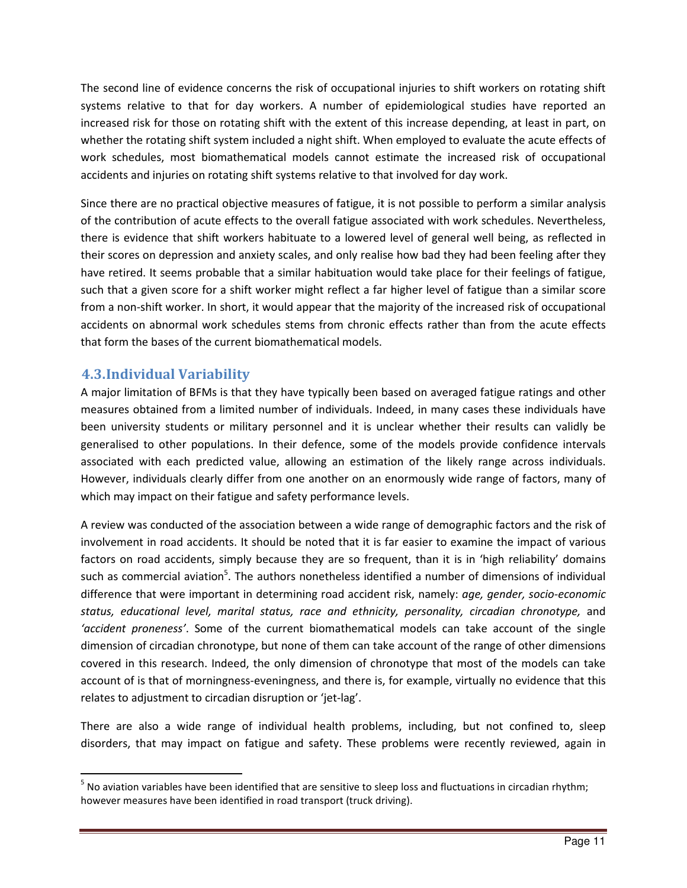The second line of evidence concerns the risk of occupational injuries to shift workers on rotating shift systems relative to that for day workers. A number of epidemiological studies have reported an increased risk for those on rotating shift with the extent of this increase depending, at least in part, on whether the rotating shift system included a night shift. When employed to evaluate the acute effects of work schedules, most biomathematical models cannot estimate the increased risk of occupational accidents and injuries on rotating shift systems relative to that involved for day work.

Since there are no practical objective measures of fatigue, it is not possible to perform a similar analysis of the contribution of acute effects to the overall fatigue associated with work schedules. Nevertheless, there is evidence that shift workers habituate to a lowered level of general well being, as reflected in their scores on depression and anxiety scales, and only realise how bad they had been feeling after they have retired. It seems probable that a similar habituation would take place for their feelings of fatigue, such that a given score for a shift worker might reflect a far higher level of fatigue than a similar score from a non-shift worker. In short, it would appear that the majority of the increased risk of occupational accidents on abnormal work schedules stems from chronic effects rather than from the acute effects that form the bases of the current biomathematical models.

## 4.3. Individual Variability

A major limitation of BFMs is that they have typically been based on averaged fatigue ratings and other measures obtained from a limited number of individuals. Indeed, in many cases these individuals have been university students or military personnel and it is unclear whether their results can validly be generalised to other populations. In their defence, some of the models provide confidence intervals associated with each predicted value, allowing an estimation of the likely range across individuals. However, individuals clearly differ from one another on an enormously wide range of factors, many of which may impact on their fatigue and safety performance levels.

A review was conducted of the association between a wide range of demographic factors and the risk of involvement in road accidents. It should be noted that it is far easier to examine the impact of various factors on road accidents, simply because they are so frequent, than it is in 'high reliability' domains such as commercial aviation[5]. The authors nonetheless identified a number of dimensions of individual difference that were important in determining road accident risk, namely: *age, gender, socio-economic status, educational level, marital status, race and ethnicity, personality, circadian chronotype,* and *'accident proneness'*. Some of the current biomathematical models can take account of the single dimension of circadian chronotype, but none of them can take account of the range of other dimensions covered in this research. Indeed, the only dimension of chronotype that most of the models can take account of is that of morningness-eveningness, and there is, for example, virtually no evidence that this relates to adjustment to circadian disruption or 'jet-lag'.

There are also a wide range of individual health problems, including, but not confined to, sleep disorders, that may impact on fatigue and safety. These problems were recently reviewed, again in

[5] No aviation variables have been identified that are sensitive to sleep loss and fluctuations in circadian rhythm; however measures have been identified in road transport (truck driving).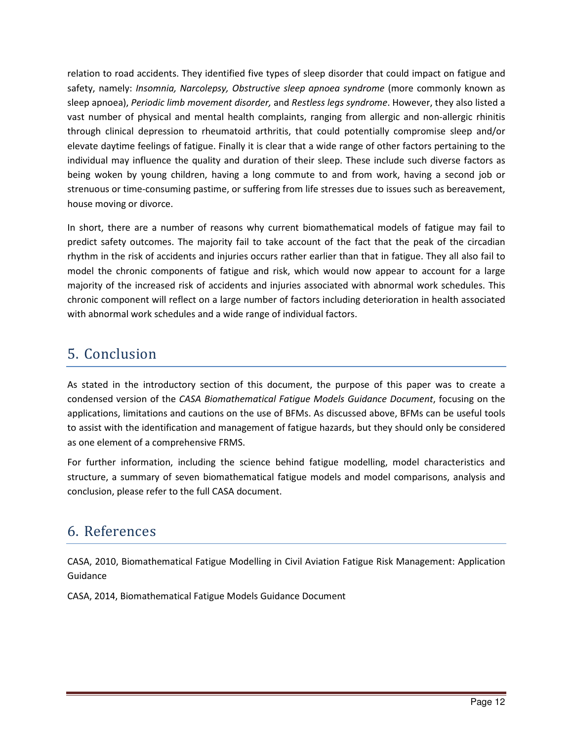relation to road accidents. They identified five types of sleep disorder that could impact on fatigue and safety, namely: *Insomnia, Narcolepsy, Obstructive sleep apnoea syndrome* (more commonly known as sleep apnoea), *Periodic limb movement disorder,* and *Restless legs syndrome*. However, they also listed a vast number of physical and mental health complaints, ranging from allergic and non-allergic rhinitis through clinical depression to rheumatoid arthritis, that could potentially compromise sleep and/or elevate daytime feelings of fatigue. Finally it is clear that a wide range of other factors pertaining to the individual may influence the quality and duration of their sleep. These include such diverse factors as being woken by young children, having a long commute to and from work, having a second job or strenuous or time-consuming pastime, or suffering from life stresses due to issues such as bereavement, house moving or divorce.

In short, there are a number of reasons why current biomathematical models of fatigue may fail to predict safety outcomes. The majority fail to take account of the fact that the peak of the circadian rhythm in the risk of accidents and injuries occurs rather earlier than that in fatigue. They all also fail to model the chronic components of fatigue and risk, which would now appear to account for a large majority of the increased risk of accidents and injuries associated with abnormal work schedules. This chronic component will reflect on a large number of factors including deterioration in health associated with abnormal work schedules and a wide range of individual factors.

# 5. Conclusion

As stated in the introductory section of this document, the purpose of this paper was to create a condensed version of the *CASA Biomathematical Fatigue Models Guidance Document*, focusing on the applications, limitations and cautions on the use of BFMs. As discussed above, BFMs can be useful tools to assist with the identification and management of fatigue hazards, but they should only be considered as one element of a comprehensive FRMS.

For further information, including the science behind fatigue modelling, model characteristics and structure, a summary of seven biomathematical fatigue models and model comparisons, analysis and conclusion, please refer to the full CASA document.

# 6. References

CASA, 2010, Biomathematical Fatigue Modelling in Civil Aviation Fatigue Risk Management: Application Guidance

CASA, 2014, Biomathematical Fatigue Models Guidance Document